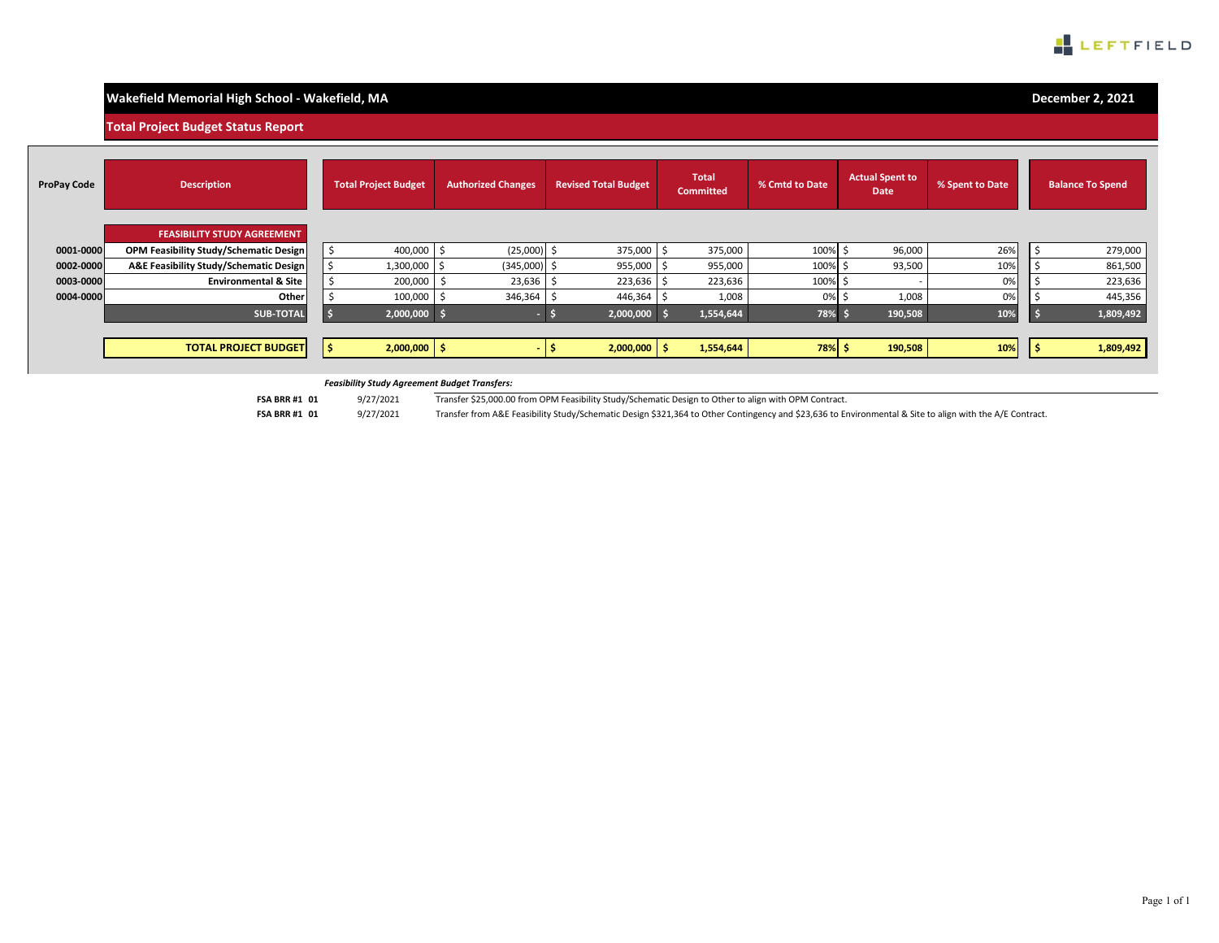LEFTFIELD

## Wakefield Memorial High School - Wakefield, MA

**December 2, 2021**

### Total Project Budget Status Report

| ProPay Code | Description | Total Project Budget | Authorized Changes | Revised Total Budget | Total Committed | % Cmtd to Date | Actual Spent to Date | % Spent to Date | Balance To Spend |
|---|---|---|---|---|---|---|---|---|---|
| | **FEASIBILITY STUDY AGREEMENT** | | | | | | | | |
| 0001-0000 | OPM Feasibility Study/Schematic Design | $ 400,000 | $ (25,000) | $ 375,000 | $ 375,000 | 100% | $ 96,000 | 26% | $ 279,000 |
| 0002-0000 | A&E Feasibility Study/Schematic Design | $ 1,300,000 | $ (345,000) | $ 955,000 | $ 955,000 | 100% | $ 93,500 | 10% | $ 861,500 |
| 0003-0000 | Environmental & Site | $ 200,000 | $ 23,636 | $ 223,636 | $ 223,636 | 100% | $ - | 0% | $ 223,636 |
| 0004-0000 | Other | $ 100,000 | $ 346,364 | $ 446,364 | $ 1,008 | 0% | $ 1,008 | 0% | $ 445,356 |
| | **SUB-TOTAL** | **$ 2,000,000** | **$ -** | **$ 2,000,000** | **$ 1,554,644** | **78%** | **$ 190,508** | **10%** | **$ 1,809,492** |
| | **TOTAL PROJECT BUDGET** | **$ 2,000,000** | **$ -** | **$ 2,000,000** | **$ 1,554,644** | **78%** | **$ 190,508** | **10%** | **$ 1,809,492** |

***Feasibility Study Agreement Budget Transfers:***

| | | |
|---|---|---|
| **FSA BRR #1 01** | 9/27/2021 | Transfer $25,000.00 from OPM Feasibility Study/Schematic Design to Other to align with OPM Contract. |
| **FSA BRR #1 01** | 9/27/2021 | Transfer from A&E Feasibility Study/Schematic Design $321,364 to Other Contingency and $23,636 to Environmental & Site to align with the A/E Contract. |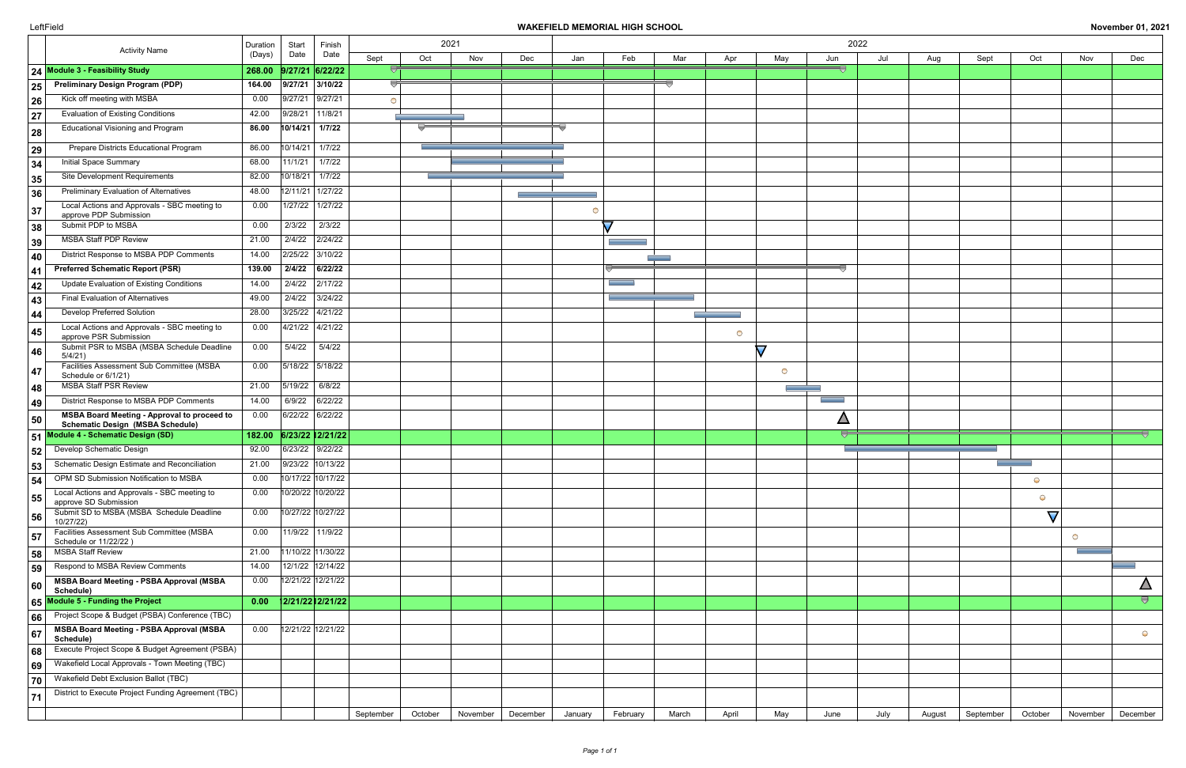LeftField

# WAKEFIELD MEMORIAL HIGH SCHOOL

November 01, 2021

| # | Activity Name | Duration (Days) | Start Date | Finish Date |
|---|---|---|---|---|
| 24 | **Module 3 - Feasibility Study** | **268.00** | **9/27/21** | **6/22/22** |
| 25 | **Preliminary Design Program (PDP)** | **164.00** | **9/27/21** | **3/10/22** |
| 26 | Kick off meeting with MSBA | 0.00 | 9/27/21 | 9/27/21 |
| 27 | Evaluation of Existing Conditions | 42.00 | 9/28/21 | 11/8/21 |
| 28 | Educational Visioning and Program | **86.00** | **10/14/21** | **1/7/22** |
| 29 | Prepare Districts Educational Program | 86.00 | 10/14/21 | 1/7/22 |
| 34 | Initial Space Summary | 68.00 | 11/1/21 | 1/7/22 |
| 35 | Site Development Requirements | 82.00 | 10/18/21 | 1/7/22 |
| 36 | Preliminary Evaluation of Alternatives | 48.00 | 12/11/21 | 1/27/22 |
| 37 | Local Actions and Approvals - SBC meeting to approve PDP Submission | 0.00 | 1/27/22 | 1/27/22 |
| 38 | Submit PDP to MSBA | 0.00 | 2/3/22 | 2/3/22 |
| 39 | MSBA Staff PDP Review | 21.00 | 2/4/22 | 2/24/22 |
| 40 | District Response to MSBA PDP Comments | 14.00 | 2/25/22 | 3/10/22 |
| 41 | **Preferred Schematic Report (PSR)** | **139.00** | **2/4/22** | **6/22/22** |
| 42 | Update Evaluation of Existing Conditions | 14.00 | 2/4/22 | 2/17/22 |
| 43 | Final Evaluation of Alternatives | 49.00 | 2/4/22 | 3/24/22 |
| 44 | Develop Preferred Solution | 28.00 | 3/25/22 | 4/21/22 |
| 45 | Local Actions and Approvals - SBC meeting to approve PSR Submission | 0.00 | 4/21/22 | 4/21/22 |
| 46 | Submit PSR to MSBA (MSBA Schedule Deadline 5/4/21) | 0.00 | 5/4/22 | 5/4/22 |
| 47 | Facilities Assessment Sub Committee (MSBA Schedule or 6/1/21) | 0.00 | 5/18/22 | 5/18/22 |
| 48 | MSBA Staff PSR Review | 21.00 | 5/19/22 | 6/8/22 |
| 49 | District Response to MSBA PDP Comments | 14.00 | 6/9/22 | 6/22/22 |
| 50 | **MSBA Board Meeting - Approval to proceed to Schematic Design (MSBA Schedule)** | 0.00 | 6/22/22 | 6/22/22 |
| 51 | **Module 4 - Schematic Design (SD)** | **182.00** | **6/23/22** | **12/21/22** |
| 52 | Develop Schematic Design | 92.00 | 6/23/22 | 9/22/22 |
| 53 | Schematic Design Estimate and Reconciliation | 21.00 | 9/23/22 | 10/13/22 |
| 54 | OPM SD Submission Notification to MSBA | 0.00 | 10/17/22 | 10/17/22 |
| 55 | Local Actions and Approvals - SBC meeting to approve SD Submission | 0.00 | 10/20/22 | 10/20/22 |
| 56 | Submit SD to MSBA (MSBA Schedule Deadline 10/27/22) | 0.00 | 10/27/22 | 10/27/22 |
| 57 | Facilities Assessment Sub Committee (MSBA Schedule or 11/22/22 ) | 0.00 | 11/9/22 | 11/9/22 |
| 58 | MSBA Staff Review | 21.00 | 11/10/22 | 11/30/22 |
| 59 | Respond to MSBA Review Comments | 14.00 | 12/1/22 | 12/14/22 |
| 60 | **MSBA Board Meeting - PSBA Approval (MSBA Schedule)** | 0.00 | 12/21/22 | 12/21/22 |
| 65 | **Module 5 - Funding the Project** | **0.00** | **12/21/22** | **12/21/22** |
| 66 | Project Scope & Budget (PSBA) Conference (TBC) | | | |
| 67 | **MSBA Board Meeting - PSBA Approval (MSBA Schedule)** | 0.00 | 12/21/22 | 12/21/22 |
| 68 | Execute Project Scope & Budget Agreement (PSBA) | | | |
| 69 | Wakefield Local Approvals - Town Meeting (TBC) | | | |
| 70 | Wakefield Debt Exclusion Ballot (TBC) | | | |
| 71 | District to Execute Project Funding Agreement (TBC) | | | |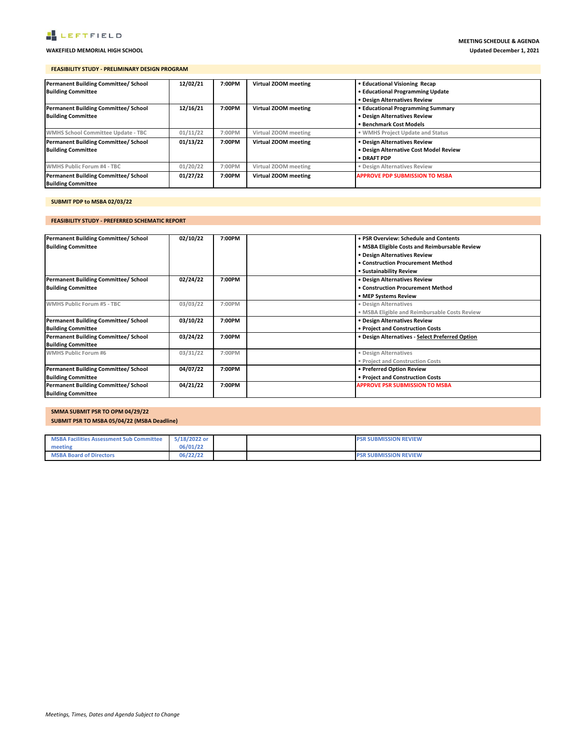LEFTFIELD

WAKEFIELD MEMORIAL HIGH SCHOOL

MEETING SCHEDULE & AGENDA
Updated December 1, 2021

**FEASIBILITY STUDY - PRELIMINARY DESIGN PROGRAM**

| | | | | |
|---|---|---|---|---|
| Permanent Building Committee/ School Building Committee | 12/02/21 | 7:00PM | Virtual ZOOM meeting | • Educational Visioning Recap<br>• Educational Programming Update<br>• Design Alternatives Review |
| Permanent Building Committee/ School Building Committee | 12/16/21 | 7:00PM | Virtual ZOOM meeting | • Educational Programming Summary<br>• Design Alternatives Review<br>• Benchmark Cost Models |
| WMHS School Committee Update - TBC | 01/11/22 | 7:00PM | Virtual ZOOM meeting | • WMHS Project Update and Status |
| Permanent Building Committee/ School Building Committee | 01/13/22 | 7:00PM | Virtual ZOOM meeting | • Design Alternatives Review<br>• Design Alternative Cost Model Review<br>• DRAFT PDP |
| WMHS Public Forum #4 - TBC | 01/20/22 | 7:00PM | Virtual ZOOM meeting | • Design Alternatives Review |
| Permanent Building Committee/ School Building Committee | 01/27/22 | 7:00PM | Virtual ZOOM meeting | APPROVE PDP SUBMISSION TO MSBA |

**SUBMIT PDP to MSBA 02/03/22**

**FEASIBILITY STUDY - PREFERRED SCHEMATIC REPORT**

| | | | | |
|---|---|---|---|---|
| Permanent Building Committee/ School Building Committee | 02/10/22 | 7:00PM | | • PSR Overview: Schedule and Contents<br>• MSBA Eligible Costs and Reimbursable Review<br>• Design Alternatives Review<br>• Construction Procurement Method<br>• Sustainability Review |
| Permanent Building Committee/ School Building Committee | 02/24/22 | 7:00PM | | • Design Alternatives Review<br>• Construction Procurement Method<br>• MEP Systems Review |
| WMHS Public Forum #5 - TBC | 03/03/22 | 7:00PM | | • Design Alternatives<br>• MSBA Eligible and Reimbursable Costs Review |
| Permanent Building Committee/ School Building Committee | 03/10/22 | 7:00PM | | • Design Alternatives Review<br>• Project and Construction Costs |
| Permanent Building Committee/ School Building Committee | 03/24/22 | 7:00PM | | • Design Alternatives - Select Preferred Option |
| WMHS Public Forum #6 | 03/31/22 | 7:00PM | | • Design Alternatives<br>• Project and Construction Costs |
| Permanent Building Committee/ School Building Committee | 04/07/22 | 7:00PM | | • Preferred Option Review<br>• Project and Construction Costs |
| Permanent Building Committee/ School Building Committee | 04/21/22 | 7:00PM | | APPROVE PSR SUBMISSION TO MSBA |

**SMMA SUBMIT PSR TO OPM 04/29/22**
**SUBMIT PSR TO MSBA 05/04/22 (MSBA Deadline)**

| | | | | |
|---|---|---|---|---|
| MSBA Facilities Assessment Sub Committee meeting | 5/18/2022 or 06/01/22 | | | PSR SUBMISSION REVIEW |
| MSBA Board of Directors | 06/22/22 | | | PSR SUBMISSION REVIEW |

*Meetings, Times, Dates and Agenda Subject to Change*